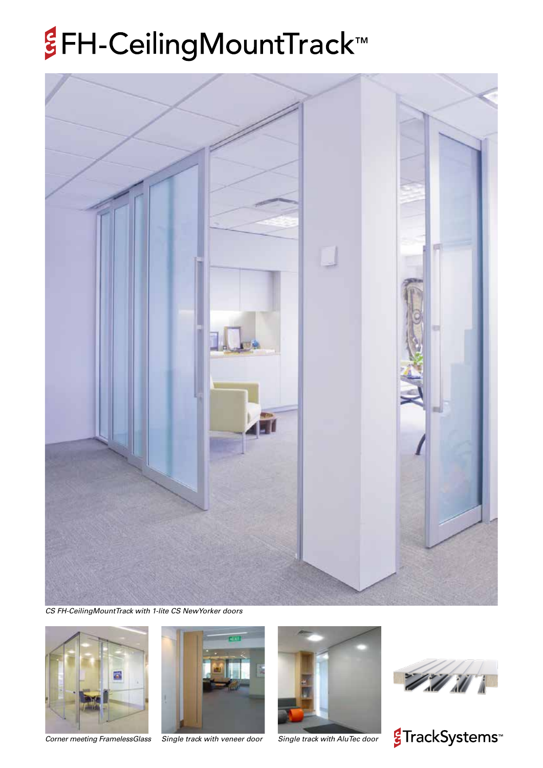# FH-CeilingMountTrack™

*CS FH-CeilingMountTrack with 1-lite CS NewYorker doors*

*Corner meeting FramelessGlass*

*Single track with veneer door*

*Single track with AluTec door*

TrackSystems™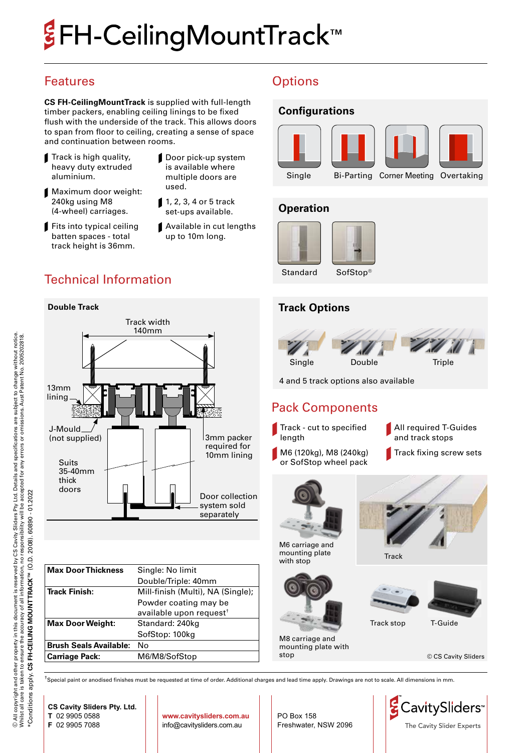# FH-CeilingMountTrack™

## Features

**CS FH-CeilingMountTrack** is supplied with full-length timber packers, enabling ceiling linings to be fixed flush with the underside of the track. This allows doors to span from floor to ceiling, creating a sense of space and continuation between rooms.

- Track is high quality, heavy duty extruded aluminium.
- Maximum door weight: 240kg using M8 (4-wheel) carriages.
- Fits into typical ceiling batten spaces - total track height is 36mm.
- Door pick-up system is available where multiple doors are used.
- 1, 2, 3, 4 or 5 track set-ups available.
- Available in cut lengths up to 10m long.

## Technical Information

**Double Track**

Track width
140mm

13mm lining

J-Mould (not supplied)

3mm packer required for 10mm lining

Suits 35-40mm thick doors

Door collection system sold separately

| | |
|---|---|
| **Max Door Thickness** | Single: No limit<br>Double/Triple: 40mm |
| **Track Finish:** | Mill-finish (Multi), NA (Single); Powder coating may be available upon request[†] |
| **Max Door Weight:** | Standard: 240kg<br>SofStop: 100kg |
| **Brush Seals Available:** | No |
| **Carriage Pack:** | M6/M8/SofStop |

## Options

### Configurations

Single | Bi-Parting | Corner Meeting | Overtaking

### Operation

Standard | SofStop®

### Track Options

Single | Double | Triple

4 and 5 track options also available

## Pack Components

- Track - cut to specified length
- M6 (120kg), M8 (240kg) or SofStop wheel pack
- All required T-Guides and track stops
- Track fixing screw sets

M6 carriage and mounting plate with stop

Track

M8 carriage and mounting plate with stop

Track stop

T-Guide

© CS Cavity Sliders

[†]Special paint or anodised finishes must be requested at time of order. Additional charges and lead time apply. Drawings are not to scale. All dimensions in mm.

**CS Cavity Sliders Pty. Ltd.**
**T** 02 9905 0588
**F** 02 9905 7088

**www.cavitysliders.com.au**
info@cavitysliders.com.au

PO Box 158
Freshwater, NSW 2096

CavitySliders™
The Cavity Slider Experts

© All copyright and other property in this document is reserved by CS Cavity Sliders Pty Ltd. Details and specifications are subject to change without notice. Whilst all care is taken to ensure the accuracy of all information, no responsibility will be accepted for any errors or omissions. Aust Patent No. 2005202818. *Conditions apply. **CS FH-CEILING MOUNT TRACK™** (O.D. 2008). 60890 - 01.2022